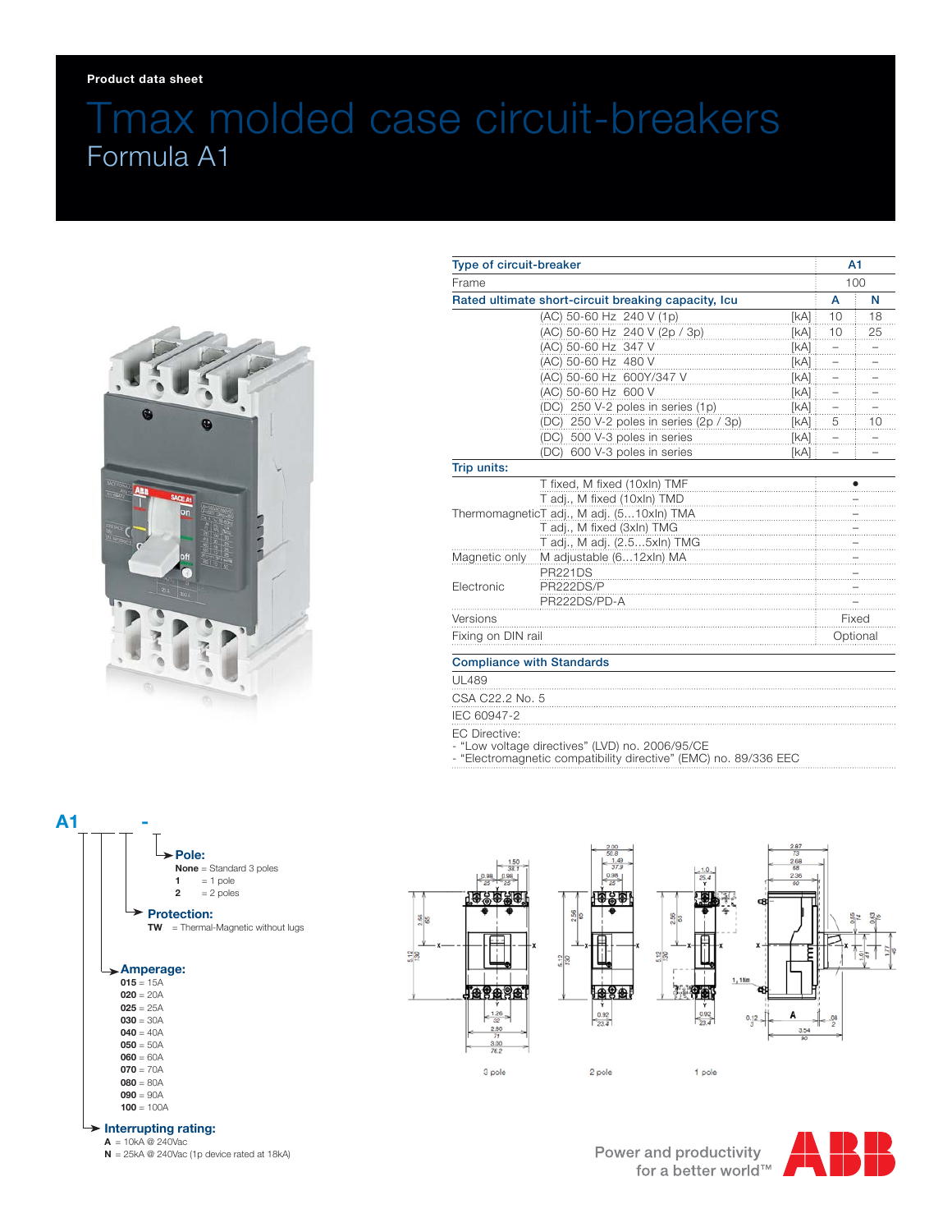Product data sheet

# Tmax molded case circuit-breakers

## Formula A1

| Type of circuit-breaker | | | A1 | |
|---|---|---|---|---|
| Frame | | | 100 | |
| Rated ultimate short-circuit breaking capacity, Icu | | | A | N |
| | (AC) 50-60 Hz 240 V (1p) | [kA] | 10 | 18 |
| | (AC) 50-60 Hz 240 V (2p / 3p) | [kA] | 10 | 25 |
| | (AC) 50-60 Hz 347 V | [kA] | – | – |
| | (AC) 50-60 Hz 480 V | [kA] | – | – |
| | (AC) 50-60 Hz 600Y/347 V | [kA] | – | – |
| | (AC) 50-60 Hz 600 V | [kA] | – | – |
| | (DC) 250 V-2 poles in series (1p) | [kA] | – | – |
| | (DC) 250 V-2 poles in series (2p / 3p) | [kA] | 5 | 10 |
| | (DC) 500 V-3 poles in series | [kA] | – | – |
| | (DC) 600 V-3 poles in series | [kA] | – | – |
| Trip units: | | | | |
| Thermomagnetic | T fixed, M fixed (10xIn) TMF | | • | |
| | T adj., M fixed (10xIn) TMD | | – | |
| | T adj., M adj. (5...10xIn) TMA | | – | |
| | T adj., M fixed (3xIn) TMG | | – | |
| | T adj., M adj. (2.5...5xIn) TMG | | – | |
| Magnetic only | M adjustable (6...12xIn) MA | | – | |
| Electronic | PR221DS | | – | |
| | PR222DS/P | | – | |
| | PR222DS/PD-A | | – | |
| Versions | | | Fixed | |
| Fixing on DIN rail | | | Optional | |

### Compliance with Standards

UL489

CSA C22.2 No. 5

IEC 60947-2

EC Directive:
- "Low voltage directives" (LVD) no. 2006/95/CE
- "Electromagnetic compatibility directive" (EMC) no. 89/336 EEC

### A1 -

**Pole:**
- **None** = Standard 3 poles
- **1** = 1 pole
- **2** = 2 poles

**Protection:**
- **TW** = Thermal-Magnetic without lugs

**Amperage:**
- **015** = 15A
- **020** = 20A
- **025** = 25A
- **030** = 30A
- **040** = 40A
- **050** = 50A
- **060** = 60A
- **070** = 70A
- **080** = 80A
- **090** = 90A
- **100** = 100A

**Interrupting rating:**
- **A** = 10kA @ 240Vac
- **N** = 25kA @ 240Vac (1p device rated at 18kA)

3 pole 2 pole 1 pole

Power and productivity for a better world™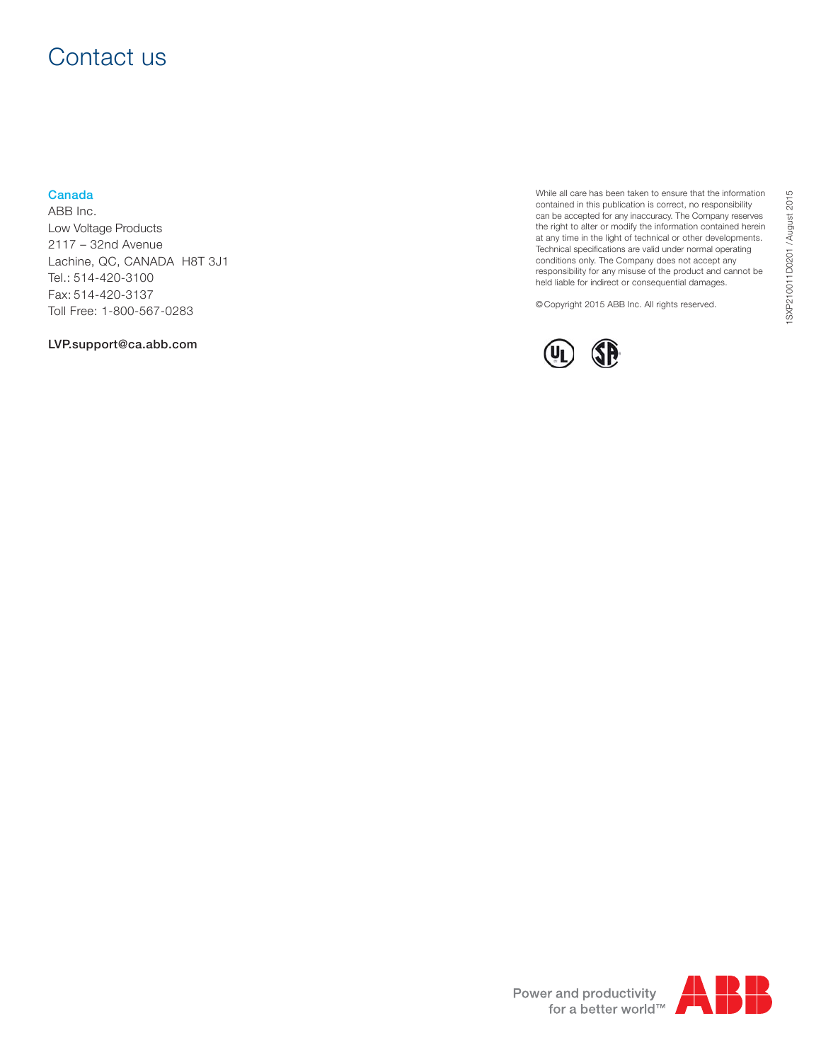# Contact us

**Canada**
ABB Inc.
Low Voltage Products
2117 – 32nd Avenue
Lachine, QC, CANADA  H8T 3J1
Tel.: 514-420-3100
Fax: 514-420-3137
Toll Free: 1-800-567-0283

**LVP.support@ca.abb.com**

While all care has been taken to ensure that the information contained in this publication is correct, no responsibility can be accepted for any inaccuracy. The Company reserves the right to alter or modify the information contained herein at any time in the light of technical or other developments. Technical specifications are valid under normal operating conditions only. The Company does not accept any responsibility for any misuse of the product and cannot be held liable for indirect or consequential damages.

© Copyright 2015 ABB Inc. All rights reserved.

1SXP210011D0201 / August 2015

Power and productivity
for a better world™